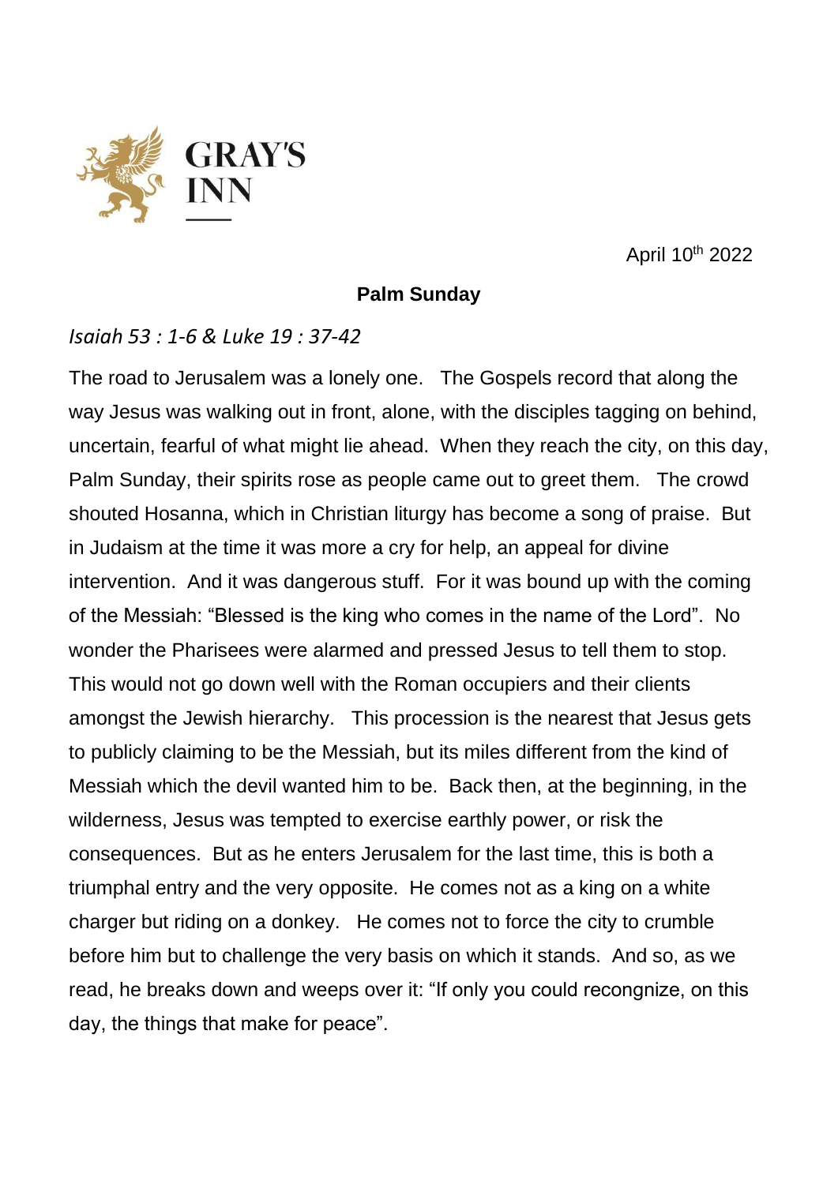GRAY'S INN

April 10th 2022

**Palm Sunday**

*Isaiah 53 : 1-6 & Luke 19 : 37-42*

The road to Jerusalem was a lonely one. The Gospels record that along the way Jesus was walking out in front, alone, with the disciples tagging on behind, uncertain, fearful of what might lie ahead. When they reach the city, on this day, Palm Sunday, their spirits rose as people came out to greet them. The crowd shouted Hosanna, which in Christian liturgy has become a song of praise. But in Judaism at the time it was more a cry for help, an appeal for divine intervention. And it was dangerous stuff. For it was bound up with the coming of the Messiah: "Blessed is the king who comes in the name of the Lord". No wonder the Pharisees were alarmed and pressed Jesus to tell them to stop. This would not go down well with the Roman occupiers and their clients amongst the Jewish hierarchy. This procession is the nearest that Jesus gets to publicly claiming to be the Messiah, but its miles different from the kind of Messiah which the devil wanted him to be. Back then, at the beginning, in the wilderness, Jesus was tempted to exercise earthly power, or risk the consequences. But as he enters Jerusalem for the last time, this is both a triumphal entry and the very opposite. He comes not as a king on a white charger but riding on a donkey. He comes not to force the city to crumble before him but to challenge the very basis on which it stands. And so, as we read, he breaks down and weeps over it: "If only you could recongnize, on this day, the things that make for peace".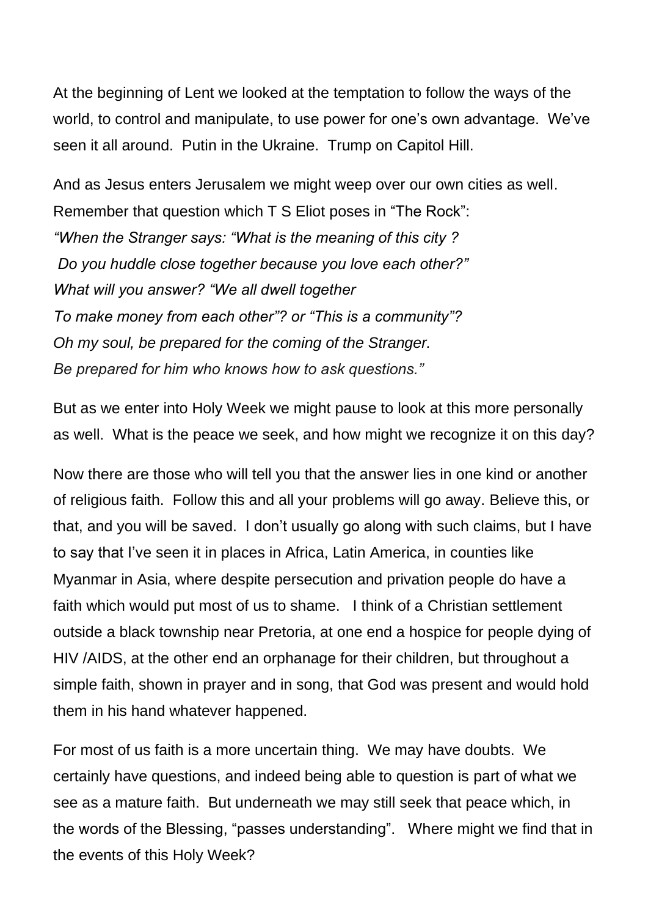At the beginning of Lent we looked at the temptation to follow the ways of the world, to control and manipulate, to use power for one's own advantage. We've seen it all around. Putin in the Ukraine. Trump on Capitol Hill.

And as Jesus enters Jerusalem we might weep over our own cities as well. Remember that question which T S Eliot poses in "The Rock":

*"When the Stranger says: "What is the meaning of this city ?*
*Do you huddle close together because you love each other?"*
*What will you answer? "We all dwell together*
*To make money from each other"? or "This is a community"?*
*Oh my soul, be prepared for the coming of the Stranger.*
*Be prepared for him who knows how to ask questions."*

But as we enter into Holy Week we might pause to look at this more personally as well. What is the peace we seek, and how might we recognize it on this day?

Now there are those who will tell you that the answer lies in one kind or another of religious faith. Follow this and all your problems will go away. Believe this, or that, and you will be saved. I don't usually go along with such claims, but I have to say that I've seen it in places in Africa, Latin America, in counties like Myanmar in Asia, where despite persecution and privation people do have a faith which would put most of us to shame. I think of a Christian settlement outside a black township near Pretoria, at one end a hospice for people dying of HIV /AIDS, at the other end an orphanage for their children, but throughout a simple faith, shown in prayer and in song, that God was present and would hold them in his hand whatever happened.

For most of us faith is a more uncertain thing. We may have doubts. We certainly have questions, and indeed being able to question is part of what we see as a mature faith. But underneath we may still seek that peace which, in the words of the Blessing, "passes understanding". Where might we find that in the events of this Holy Week?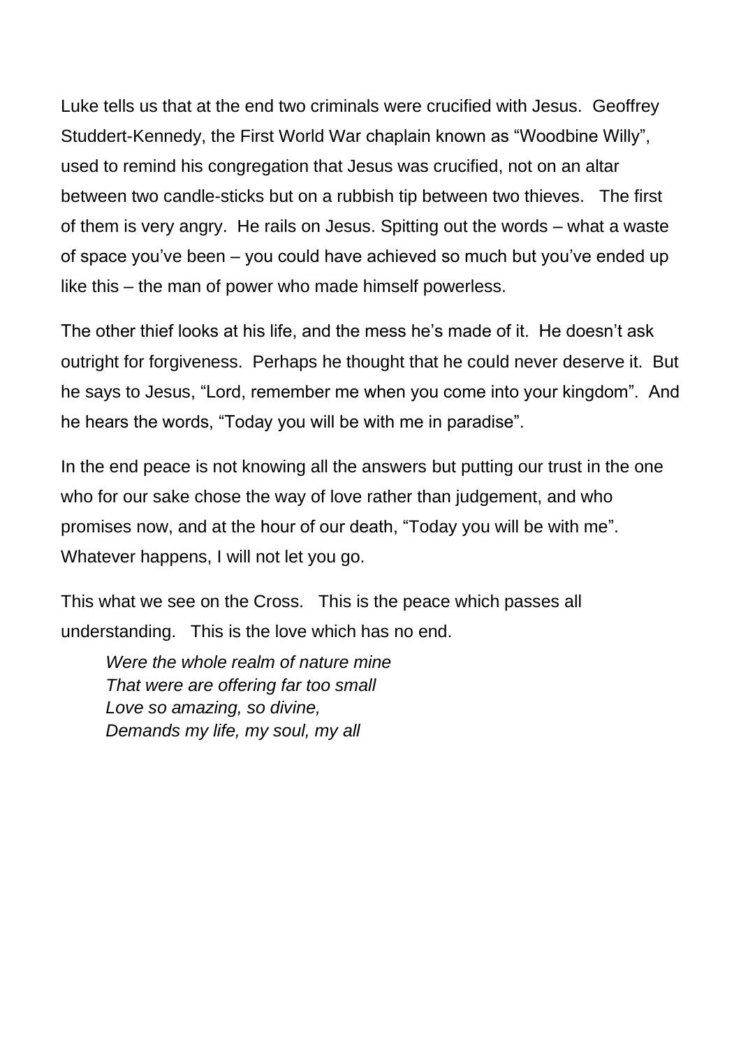Luke tells us that at the end two criminals were crucified with Jesus. Geoffrey Studdert-Kennedy, the First World War chaplain known as “Woodbine Willy”, used to remind his congregation that Jesus was crucified, not on an altar between two candle-sticks but on a rubbish tip between two thieves. The first of them is very angry. He rails on Jesus. Spitting out the words – what a waste of space you’ve been – you could have achieved so much but you’ve ended up like this – the man of power who made himself powerless.

The other thief looks at his life, and the mess he’s made of it. He doesn’t ask outright for forgiveness. Perhaps he thought that he could never deserve it. But he says to Jesus, “Lord, remember me when you come into your kingdom”. And he hears the words, “Today you will be with me in paradise”.

In the end peace is not knowing all the answers but putting our trust in the one who for our sake chose the way of love rather than judgement, and who promises now, and at the hour of our death, “Today you will be with me”. Whatever happens, I will not let you go.

This what we see on the Cross. This is the peace which passes all understanding. This is the love which has no end.

> *Were the whole realm of nature mine*
> *That were are offering far too small*
> *Love so amazing, so divine,*
> *Demands my life, my soul, my all*